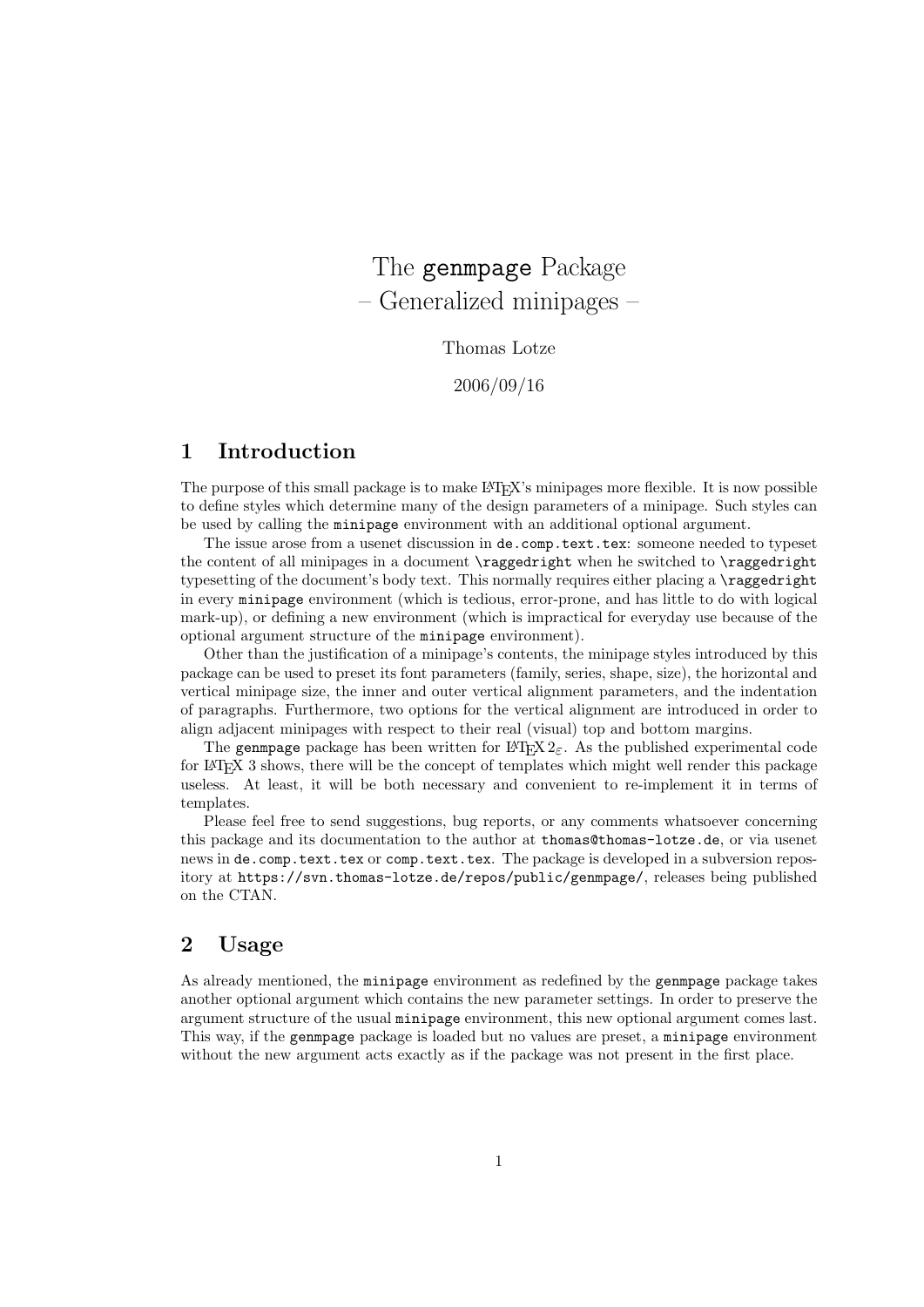# The `genmpage` Package
# – Generalized minipages –

Thomas Lotze

2006/09/16

## 1 Introduction

The purpose of this small package is to make LaTeX's minipages more flexible. It is now possible to define styles which determine many of the design parameters of a minipage. Such styles can be used by calling the `minipage` environment with an additional optional argument.

The issue arose from a usenet discussion in `de.comp.text.tex`: someone needed to typeset the content of all minipages in a document `\raggedright` when he switched to `\raggedright` typesetting of the document's body text. This normally requires either placing a `\raggedright` in every `minipage` environment (which is tedious, error-prone, and has little to do with logical mark-up), or defining a new environment (which is impractical for everyday use because of the optional argument structure of the `minipage` environment).

Other than the justification of a minipage's contents, the minipage styles introduced by this package can be used to preset its font parameters (family, series, shape, size), the horizontal and vertical minipage size, the inner and outer vertical alignment parameters, and the indentation of paragraphs. Furthermore, two options for the vertical alignment are introduced in order to align adjacent minipages with respect to their real (visual) top and bottom margins.

The `genmpage` package has been written for LaTeX $2_\varepsilon$. As the published experimental code for LaTeX 3 shows, there will be the concept of templates which might well render this package useless. At least, it will be both necessary and convenient to re-implement it in terms of templates.

Please feel free to send suggestions, bug reports, or any comments whatsoever concerning this package and its documentation to the author at `thomas@thomas-lotze.de`, or via usenet news in `de.comp.text.tex` or `comp.text.tex`. The package is developed in a subversion repository at `https://svn.thomas-lotze.de/repos/public/genmpage/`, releases being published on the CTAN.

## 2 Usage

As already mentioned, the `minipage` environment as redefined by the `genmpage` package takes another optional argument which contains the new parameter settings. In order to preserve the argument structure of the usual `minipage` environment, this new optional argument comes last. This way, if the `genmpage` package is loaded but no values are preset, a `minipage` environment without the new argument acts exactly as if the package was not present in the first place.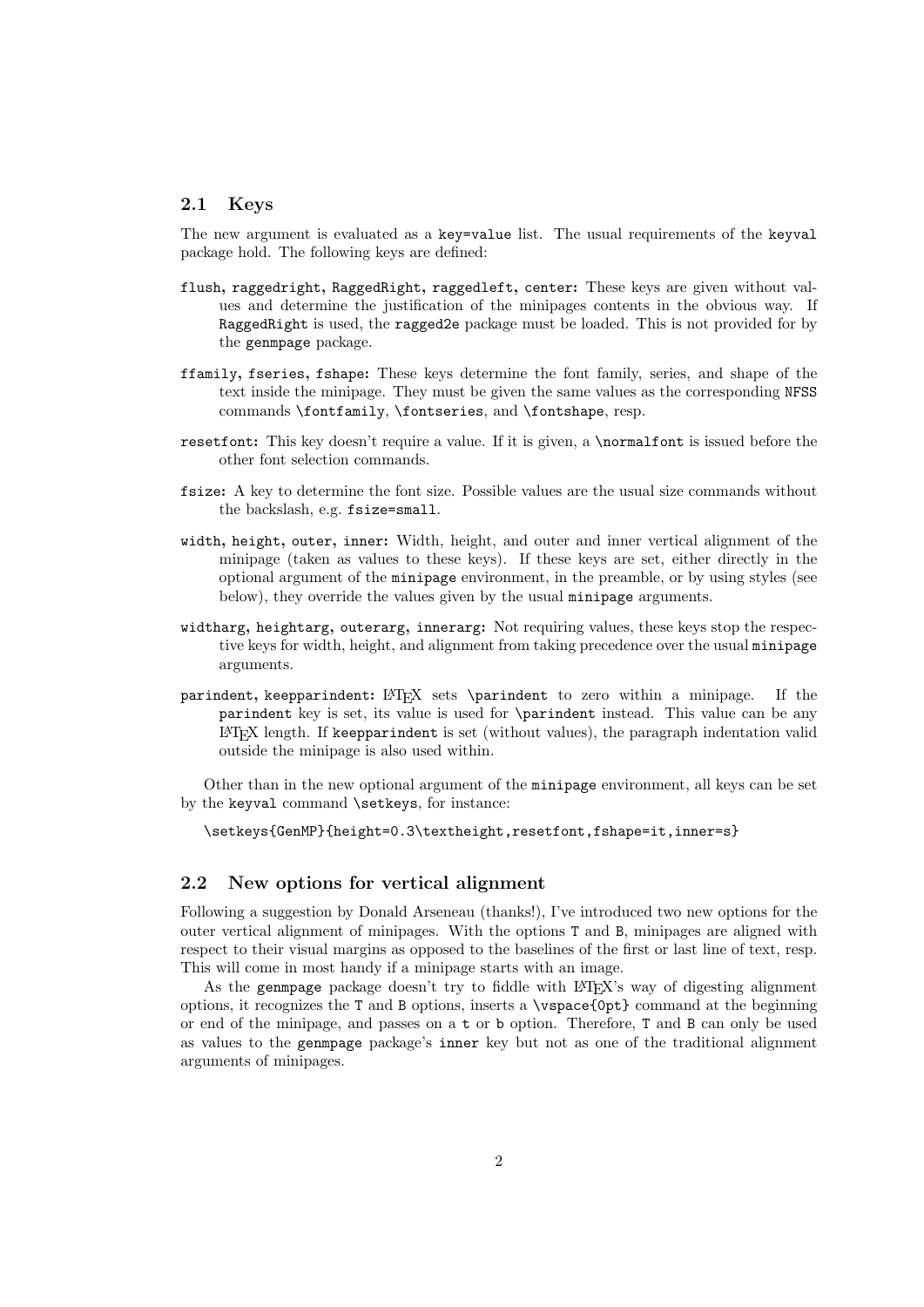## 2.1 Keys

The new argument is evaluated as a `key=value` list. The usual requirements of the `keyval` package hold. The following keys are defined:

**`flush`, `raggedright`, `RaggedRight`, `raggedleft`, `center`:** These keys are given without values and determine the justification of the minipages contents in the obvious way. If `RaggedRight` is used, the `ragged2e` package must be loaded. This is not provided for by the `genmpage` package.

**`ffamily`, `fseries`, `fshape`:** These keys determine the font family, series, and shape of the text inside the minipage. They must be given the same values as the corresponding `NFSS` commands `\fontfamily`, `\fontseries`, and `\fontshape`, resp.

**`resetfont`:** This key doesn't require a value. If it is given, a `\normalfont` is issued before the other font selection commands.

**`fsize`:** A key to determine the font size. Possible values are the usual size commands without the backslash, e.g. `fsize=small`.

**`width`, `height`, `outer`, `inner`:** Width, height, and outer and inner vertical alignment of the minipage (taken as values to these keys). If these keys are set, either directly in the optional argument of the `minipage` environment, in the preamble, or by using styles (see below), they override the values given by the usual `minipage` arguments.

**`widtharg`, `heightarg`, `outerarg`, `innerarg`:** Not requiring values, these keys stop the respective keys for width, height, and alignment from taking precedence over the usual `minipage` arguments.

**`parindent`, `keepparindent`:** LaTeX sets `\parindent` to zero within a minipage. If the `parindent` key is set, its value is used for `\parindent` instead. This value can be any LaTeX length. If `keepparindent` is set (without values), the paragraph indentation valid outside the minipage is also used within.

Other than in the new optional argument of the `minipage` environment, all keys can be set by the `keyval` command `\setkeys`, for instance:

```
\setkeys{GenMP}{height=0.3\textheight,resetfont,fshape=it,inner=s}
```

## 2.2 New options for vertical alignment

Following a suggestion by Donald Arseneau (thanks!), I've introduced two new options for the outer vertical alignment of minipages. With the options `T` and `B`, minipages are aligned with respect to their visual margins as opposed to the baselines of the first or last line of text, resp. This will come in most handy if a minipage starts with an image.

As the `genmpage` package doesn't try to fiddle with LaTeX's way of digesting alignment options, it recognizes the `T` and `B` options, inserts a `\vspace{0pt}` command at the beginning or end of the minipage, and passes on a `t` or `b` option. Therefore, `T` and `B` can only be used as values to the `genmpage` package's `inner` key but not as one of the traditional alignment arguments of minipages.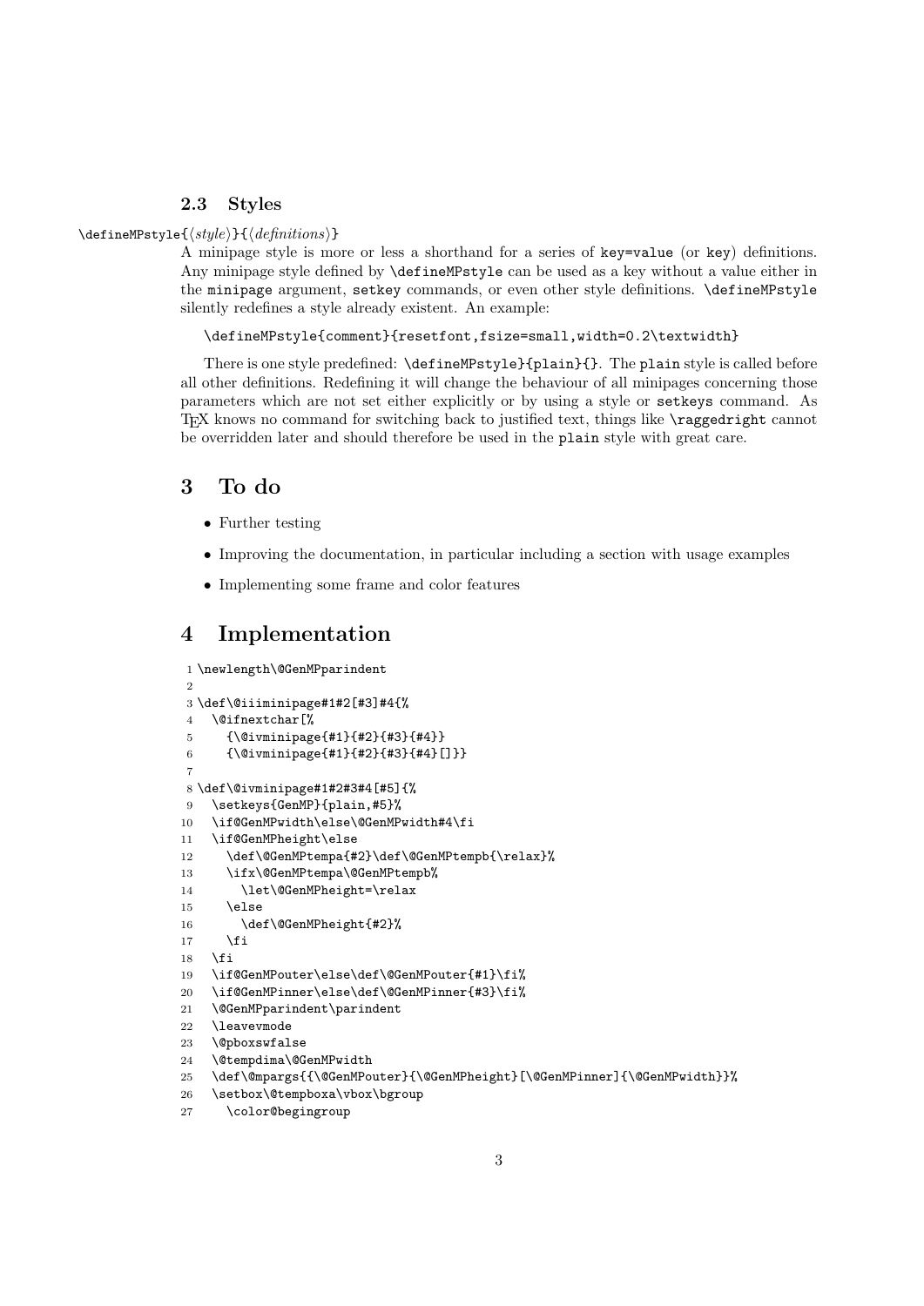### 2.3 Styles

`\defineMPstyle{⟨style⟩}{⟨definitions⟩}`

A minipage style is more or less a shorthand for a series of `key=value` (or `key`) definitions. Any minipage style defined by `\defineMPstyle` can be used as a key without a value either in the `minipage` argument, `setkey` commands, or even other style definitions. `\defineMPstyle` silently redefines a style already existent. An example:

```
\defineMPstyle{comment}{resetfont,fsize=small,width=0.2\textwidth}
```

There is one style predefined: `\defineMPstyle}{plain}{}`. The `plain` style is called before all other definitions. Redefining it will change the behaviour of all minipages concerning those parameters which are not set either explicitly or by using a style or `setkeys` command. As TeX knows no command for switching back to justified text, things like `\raggedright` cannot be overridden later and should therefore be used in the `plain` style with great care.

## 3 To do

- Further testing
- Improving the documentation, in particular including a section with usage examples
- Implementing some frame and color features

## 4 Implementation

```
1 \newlength\@GenMPparindent
2
3 \def\@iiiminipage#1#2[#3]#4{%
4   \@ifnextchar[%
5     {\@ivminipage{#1}{#2}{#3}{#4}}
6     {\@ivminipage{#1}{#2}{#3}{#4}[]}}
7
8 \def\@ivminipage#1#2#3#4[#5]{%
9   \setkeys{GenMP}{plain,#5}%
10  \if@GenMPwidth\else\@GenMPwidth#4\fi
11  \if@GenMPheight\else
12    \def\@GenMPtempa{#2}\def\@GenMPtempb{\relax}%
13    \ifx\@GenMPtempa\@GenMPtempb%
14      \let\@GenMPheight=\relax
15    \else
16      \def\@GenMPheight{#2}%
17    \fi
18  \fi
19  \if@GenMPouter\else\def\@GenMPouter{#1}\fi%
20  \if@GenMPinner\else\def\@GenMPinner{#3}\fi%
21  \@GenMPparindent\parindent
22  \leavevmode
23  \@pboxswfalse
24  \@tempdima\@GenMPwidth
25  \def\@mpargs{{\@GenMPouter}{\@GenMPheight}[\@GenMPinner]{\@GenMPwidth}}%
26  \setbox\@tempboxa\vbox\bgroup
27    \color@begingroup
```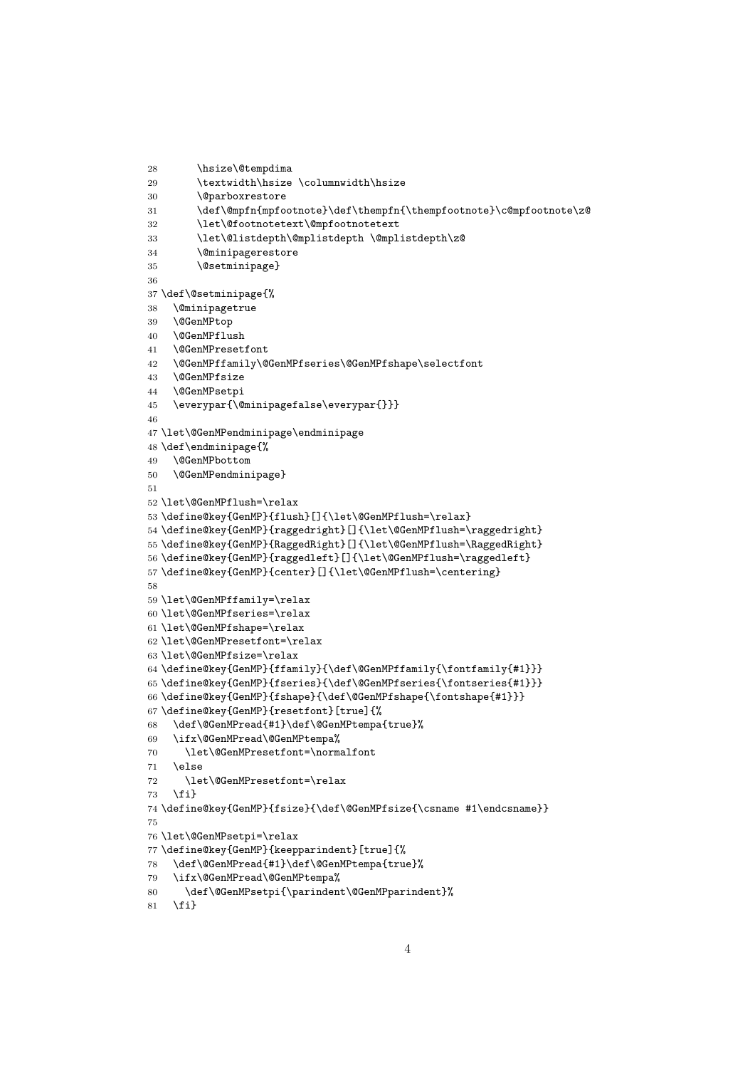```
28       \hsize\@tempdima
29       \textwidth\hsize \columnwidth\hsize
30       \@parboxrestore
31       \def\@mpfn{mpfootnote}\def\thempfn{\thempfootnote}\c@mpfootnote\z@
32       \let\@footnotetext\@mpfootnotetext
33       \let\@listdepth\@mplistdepth \@mplistdepth\z@
34       \@minipagerestore
35       \@setminipage}
36
37 \def\@setminipage{%
38   \@minipagetrue
39   \@GenMPtop
40   \@GenMPflush
41   \@GenMPresetfont
42   \@GenMPffamily\@GenMPfseries\@GenMPfshape\selectfont
43   \@GenMPfsize
44   \@GenMPsetpi
45   \everypar{\@minipagefalse\everypar{}}}
46
47 \let\@GenMPendminipage\endminipage
48 \def\endminipage{%
49   \@GenMPbottom
50   \@GenMPendminipage}
51
52 \let\@GenMPflush=\relax
53 \define@key{GenMP}{flush}[]{\let\@GenMPflush=\relax}
54 \define@key{GenMP}{raggedright}[]{\let\@GenMPflush=\raggedright}
55 \define@key{GenMP}{RaggedRight}[]{\let\@GenMPflush=\RaggedRight}
56 \define@key{GenMP}{raggedleft}[]{\let\@GenMPflush=\raggedleft}
57 \define@key{GenMP}{center}[]{\let\@GenMPflush=\centering}
58
59 \let\@GenMPffamily=\relax
60 \let\@GenMPfseries=\relax
61 \let\@GenMPfshape=\relax
62 \let\@GenMPresetfont=\relax
63 \let\@GenMPfsize=\relax
64 \define@key{GenMP}{ffamily}{\def\@GenMPffamily{\fontfamily{#1}}}
65 \define@key{GenMP}{fseries}{\def\@GenMPfseries{\fontseries{#1}}}
66 \define@key{GenMP}{fshape}{\def\@GenMPfshape{\fontshape{#1}}}
67 \define@key{GenMP}{resetfont}[true]{%
68   \def\@GenMPread{#1}\def\@GenMPtempa{true}%
69   \ifx\@GenMPread\@GenMPtempa%
70     \let\@GenMPresetfont=\normalfont
71   \else
72     \let\@GenMPresetfont=\relax
73   \fi}
74 \define@key{GenMP}{fsize}{\def\@GenMPfsize{\csname #1\endcsname}}
75
76 \let\@GenMPsetpi=\relax
77 \define@key{GenMP}{keepparindent}[true]{%
78   \def\@GenMPread{#1}\def\@GenMPtempa{true}%
79   \ifx\@GenMPread\@GenMPtempa%
80     \def\@GenMPsetpi{\parindent\@GenMPparindent}%
81   \fi}
```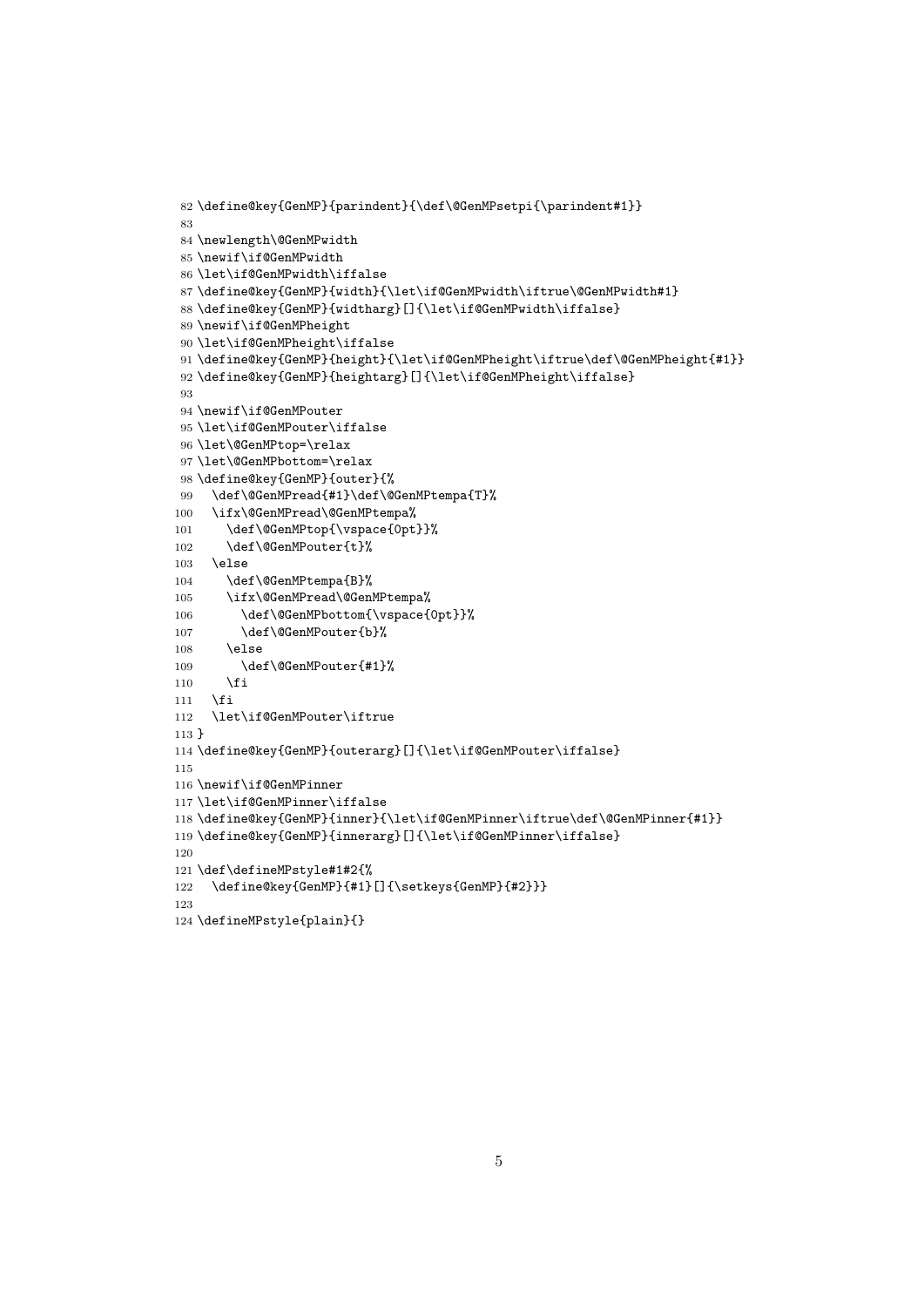```
82 \define@key{GenMP}{parindent}{\def\@GenMPsetpi{\parindent#1}}
83
84 \newlength\@GenMPwidth
85 \newif\if@GenMPwidth
86 \let\if@GenMPwidth\iffalse
87 \define@key{GenMP}{width}{\let\if@GenMPwidth\iftrue\@GenMPwidth#1}
88 \define@key{GenMP}{widtharg}[]{\let\if@GenMPwidth\iffalse}
89 \newif\if@GenMPheight
90 \let\if@GenMPheight\iffalse
91 \define@key{GenMP}{height}{\let\if@GenMPheight\iftrue\def\@GenMPheight{#1}}
92 \define@key{GenMP}{heightarg}[]{\let\if@GenMPheight\iffalse}
93
94 \newif\if@GenMPouter
95 \let\if@GenMPouter\iffalse
96 \let\@GenMPtop=\relax
97 \let\@GenMPbottom=\relax
98 \define@key{GenMP}{outer}{%
99   \def\@GenMPread{#1}\def\@GenMPtempa{T}%
100   \ifx\@GenMPread\@GenMPtempa%
101     \def\@GenMPtop{\vspace{0pt}}%
102     \def\@GenMPouter{t}%
103   \else
104     \def\@GenMPtempa{B}%
105     \ifx\@GenMPread\@GenMPtempa%
106       \def\@GenMPbottom{\vspace{0pt}}%
107       \def\@GenMPouter{b}%
108     \else
109       \def\@GenMPouter{#1}%
110     \fi
111   \fi
112   \let\if@GenMPouter\iftrue
113 }
114 \define@key{GenMP}{outerarg}[]{\let\if@GenMPouter\iffalse}
115
116 \newif\if@GenMPinner
117 \let\if@GenMPinner\iffalse
118 \define@key{GenMP}{inner}{\let\if@GenMPinner\iftrue\def\@GenMPinner{#1}}
119 \define@key{GenMP}{innerarg}[]{\let\if@GenMPinner\iffalse}
120
121 \def\defineMPstyle#1#2{%
122   \define@key{GenMP}{#1}[]{\setkeys{GenMP}{#2}}}
123
124 \defineMPstyle{plain}{}
```